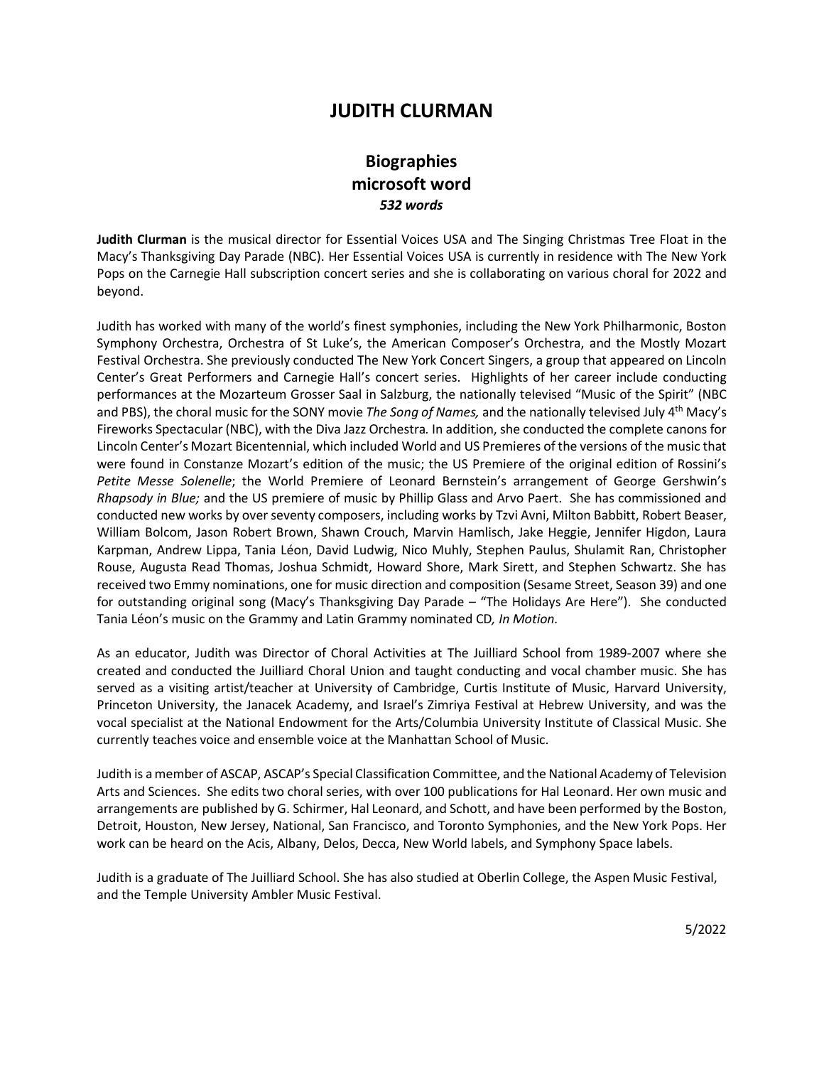# JUDITH CLURMAN

## Biographies
## microsoft word
### *532 words*

**Judith Clurman** is the musical director for Essential Voices USA and The Singing Christmas Tree Float in the Macy's Thanksgiving Day Parade (NBC). Her Essential Voices USA is currently in residence with The New York Pops on the Carnegie Hall subscription concert series and she is collaborating on various choral for 2022 and beyond.

Judith has worked with many of the world's finest symphonies, including the New York Philharmonic, Boston Symphony Orchestra, Orchestra of St Luke's, the American Composer's Orchestra, and the Mostly Mozart Festival Orchestra. She previously conducted The New York Concert Singers, a group that appeared on Lincoln Center's Great Performers and Carnegie Hall's concert series. Highlights of her career include conducting performances at the Mozarteum Grosser Saal in Salzburg, the nationally televised "Music of the Spirit" (NBC and PBS), the choral music for the SONY movie *The Song of Names,* and the nationally televised July 4th Macy's Fireworks Spectacular (NBC), with the Diva Jazz Orchestra. In addition, she conducted the complete canons for Lincoln Center's Mozart Bicentennial, which included World and US Premieres of the versions of the music that were found in Constanze Mozart's edition of the music; the US Premiere of the original edition of Rossini's *Petite Messe Solenelle*; the World Premiere of Leonard Bernstein's arrangement of George Gershwin's *Rhapsody in Blue;* and the US premiere of music by Phillip Glass and Arvo Paert. She has commissioned and conducted new works by over seventy composers, including works by Tzvi Avni, Milton Babbitt, Robert Beaser, William Bolcom, Jason Robert Brown, Shawn Crouch, Marvin Hamlisch, Jake Heggie, Jennifer Higdon, Laura Karpman, Andrew Lippa, Tania Léon, David Ludwig, Nico Muhly, Stephen Paulus, Shulamit Ran, Christopher Rouse, Augusta Read Thomas, Joshua Schmidt, Howard Shore, Mark Sirett, and Stephen Schwartz. She has received two Emmy nominations, one for music direction and composition (Sesame Street, Season 39) and one for outstanding original song (Macy's Thanksgiving Day Parade – "The Holidays Are Here"). She conducted Tania Léon's music on the Grammy and Latin Grammy nominated CD*, In Motion.*

As an educator, Judith was Director of Choral Activities at The Juilliard School from 1989-2007 where she created and conducted the Juilliard Choral Union and taught conducting and vocal chamber music. She has served as a visiting artist/teacher at University of Cambridge, Curtis Institute of Music, Harvard University, Princeton University, the Janacek Academy, and Israel's Zimriya Festival at Hebrew University, and was the vocal specialist at the National Endowment for the Arts/Columbia University Institute of Classical Music. She currently teaches voice and ensemble voice at the Manhattan School of Music.

Judith is a member of ASCAP, ASCAP's Special Classification Committee, and the National Academy of Television Arts and Sciences. She edits two choral series, with over 100 publications for Hal Leonard. Her own music and arrangements are published by G. Schirmer, Hal Leonard, and Schott, and have been performed by the Boston, Detroit, Houston, New Jersey, National, San Francisco, and Toronto Symphonies, and the New York Pops. Her work can be heard on the Acis, Albany, Delos, Decca, New World labels, and Symphony Space labels.

Judith is a graduate of The Juilliard School. She has also studied at Oberlin College, the Aspen Music Festival, and the Temple University Ambler Music Festival.

5/2022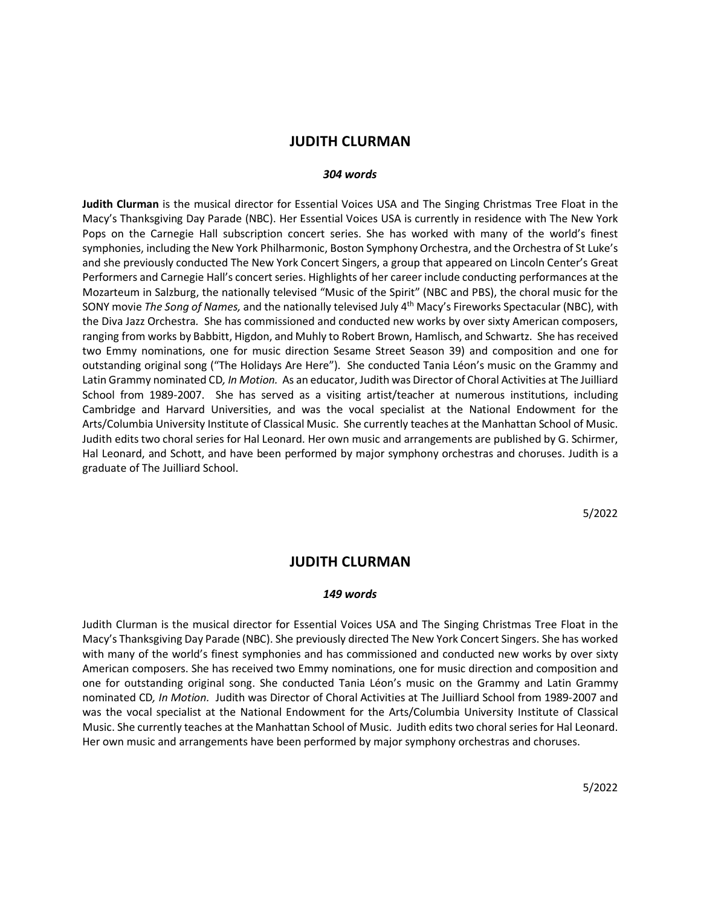## JUDITH CLURMAN

***304 words***

**Judith Clurman** is the musical director for Essential Voices USA and The Singing Christmas Tree Float in the Macy's Thanksgiving Day Parade (NBC). Her Essential Voices USA is currently in residence with The New York Pops on the Carnegie Hall subscription concert series. She has worked with many of the world's finest symphonies, including the New York Philharmonic, Boston Symphony Orchestra, and the Orchestra of St Luke's and she previously conducted The New York Concert Singers, a group that appeared on Lincoln Center's Great Performers and Carnegie Hall's concert series. Highlights of her career include conducting performances at the Mozarteum in Salzburg, the nationally televised "Music of the Spirit" (NBC and PBS), the choral music for the SONY movie *The Song of Names,* and the nationally televised July 4th Macy's Fireworks Spectacular (NBC), with the Diva Jazz Orchestra. She has commissioned and conducted new works by over sixty American composers, ranging from works by Babbitt, Higdon, and Muhly to Robert Brown, Hamlisch, and Schwartz. She has received two Emmy nominations, one for music direction Sesame Street Season 39) and composition and one for outstanding original song ("The Holidays Are Here"). She conducted Tania Léon's music on the Grammy and Latin Grammy nominated CD*, In Motion.* As an educator, Judith was Director of Choral Activities at The Juilliard School from 1989-2007. She has served as a visiting artist/teacher at numerous institutions, including Cambridge and Harvard Universities, and was the vocal specialist at the National Endowment for the Arts/Columbia University Institute of Classical Music. She currently teaches at the Manhattan School of Music. Judith edits two choral series for Hal Leonard. Her own music and arrangements are published by G. Schirmer, Hal Leonard, and Schott, and have been performed by major symphony orchestras and choruses. Judith is a graduate of The Juilliard School.

5/2022

## JUDITH CLURMAN

***149 words***

Judith Clurman is the musical director for Essential Voices USA and The Singing Christmas Tree Float in the Macy's Thanksgiving Day Parade (NBC). She previously directed The New York Concert Singers. She has worked with many of the world's finest symphonies and has commissioned and conducted new works by over sixty American composers. She has received two Emmy nominations, one for music direction and composition and one for outstanding original song. She conducted Tania Léon's music on the Grammy and Latin Grammy nominated CD*, In Motion.* Judith was Director of Choral Activities at The Juilliard School from 1989-2007 and was the vocal specialist at the National Endowment for the Arts/Columbia University Institute of Classical Music. She currently teaches at the Manhattan School of Music. Judith edits two choral series for Hal Leonard. Her own music and arrangements have been performed by major symphony orchestras and choruses.

5/2022